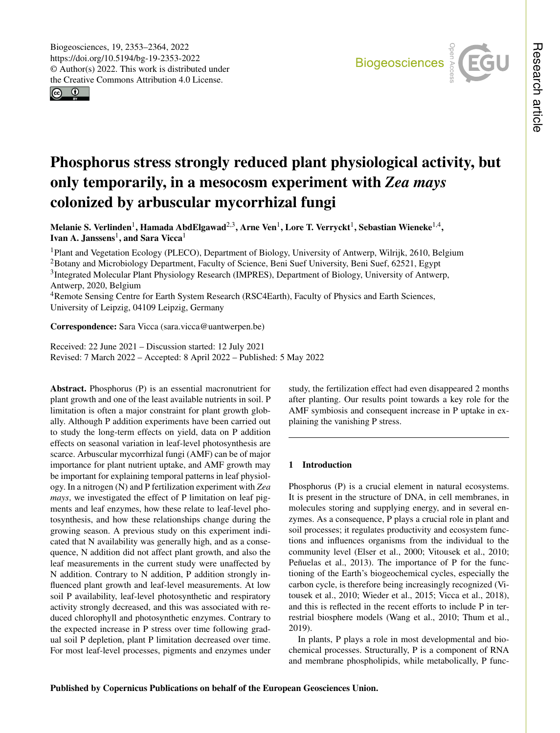# Phosphorus stress strongly reduced plant physiological activity, but only temporarily, in a mesocosm experiment with *Zea mays* colonized by arbuscular mycorrhizal fungi

**Melanie S. Verlinden[1], Hamada AbdElgawad[2,3], Arne Ven[1], Lore T. Verryckt[1], Sebastian Wieneke[1,4], Ivan A. Janssens[1], and Sara Vicca[1]**

[1]Plant and Vegetation Ecology (PLECO), Department of Biology, University of Antwerp, Wilrijk, 2610, Belgium
[2]Botany and Microbiology Department, Faculty of Science, Beni Suef University, Beni Suef, 62521, Egypt
[3]Integrated Molecular Plant Physiology Research (IMPRES), Department of Biology, University of Antwerp, Antwerp, 2020, Belgium
[4]Remote Sensing Centre for Earth System Research (RSC4Earth), Faculty of Physics and Earth Sciences, University of Leipzig, 04109 Leipzig, Germany

**Correspondence:** Sara Vicca (sara.vicca@uantwerpen.be)

Received: 22 June 2021 – Discussion started: 12 July 2021
Revised: 7 March 2022 – Accepted: 8 April 2022 – Published: 5 May 2022

**Abstract.** Phosphorus (P) is an essential macronutrient for plant growth and one of the least available nutrients in soil. P limitation is often a major constraint for plant growth globally. Although P addition experiments have been carried out to study the long-term effects on yield, data on P addition effects on seasonal variation in leaf-level photosynthesis are scarce. Arbuscular mycorrhizal fungi (AMF) can be of major importance for plant nutrient uptake, and AMF growth may be important for explaining temporal patterns in leaf physiology. In a nitrogen (N) and P fertilization experiment with *Zea mays*, we investigated the effect of P limitation on leaf pigments and leaf enzymes, how these relate to leaf-level photosynthesis, and how these relationships change during the growing season. A previous study on this experiment indicated that N availability was generally high, and as a consequence, N addition did not affect plant growth, and also the leaf measurements in the current study were unaffected by N addition. Contrary to N addition, P addition strongly influenced plant growth and leaf-level measurements. At low soil P availability, leaf-level photosynthetic and respiratory activity strongly decreased, and this was associated with reduced chlorophyll and photosynthetic enzymes. Contrary to the expected increase in P stress over time following gradual soil P depletion, plant P limitation decreased over time. For most leaf-level processes, pigments and enzymes under study, the fertilization effect had even disappeared 2 months after planting. Our results point towards a key role for the AMF symbiosis and consequent increase in P uptake in explaining the vanishing P stress.

## 1 Introduction

Phosphorus (P) is a crucial element in natural ecosystems. It is present in the structure of DNA, in cell membranes, in molecules storing and supplying energy, and in several enzymes. As a consequence, P plays a crucial role in plant and soil processes; it regulates productivity and ecosystem functions and influences organisms from the individual to the community level (Elser et al., 2000; Vitousek et al., 2010; Peñuelas et al., 2013). The importance of P for the functioning of the Earth's biogeochemical cycles, especially the carbon cycle, is therefore being increasingly recognized (Vitousek et al., 2010; Wieder et al., 2015; Vicca et al., 2018), and this is reflected in the recent efforts to include P in terrestrial biosphere models (Wang et al., 2010; Thum et al., 2019).

In plants, P plays a role in most developmental and biochemical processes. Structurally, P is a component of RNA and membrane phospholipids, while metabolically, P func-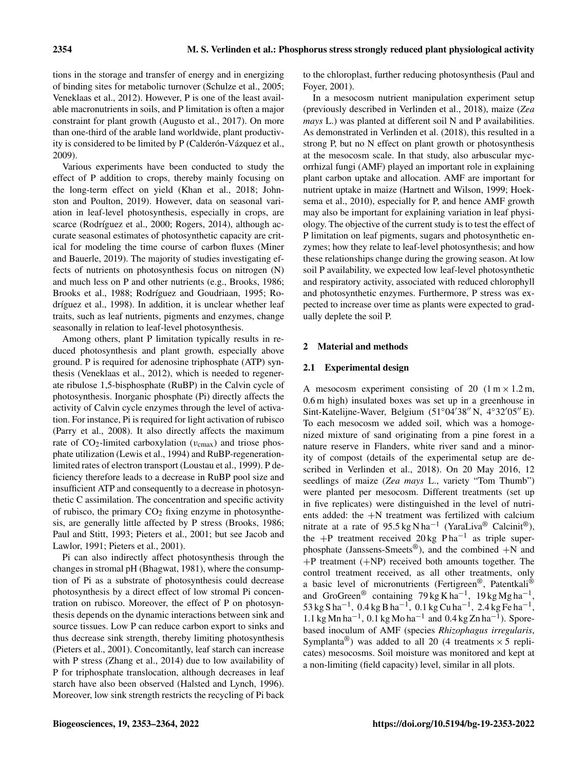tions in the storage and transfer of energy and in energizing of binding sites for metabolic turnover (Schulze et al., 2005; Veneklaas et al., 2012). However, P is one of the least available macronutrients in soils, and P limitation is often a major constraint for plant growth (Augusto et al., 2017). On more than one-third of the arable land worldwide, plant productivity is considered to be limited by P (Calderón-Vázquez et al., 2009).

Various experiments have been conducted to study the effect of P addition to crops, thereby mainly focusing on the long-term effect on yield (Khan et al., 2018; Johnston and Poulton, 2019). However, data on seasonal variation in leaf-level photosynthesis, especially in crops, are scarce (Rodríguez et al., 2000; Rogers, 2014), although accurate seasonal estimates of photosynthetic capacity are critical for modeling the time course of carbon fluxes (Miner and Bauerle, 2019). The majority of studies investigating effects of nutrients on photosynthesis focus on nitrogen (N) and much less on P and other nutrients (e.g., Brooks, 1986; Brooks et al., 1988; Rodríguez and Goudriaan, 1995; Rodríguez et al., 1998). In addition, it is unclear whether leaf traits, such as leaf nutrients, pigments and enzymes, change seasonally in relation to leaf-level photosynthesis.

Among others, plant P limitation typically results in reduced photosynthesis and plant growth, especially above ground. P is required for adenosine triphosphate (ATP) synthesis (Veneklaas et al., 2012), which is needed to regenerate ribulose 1,5-bisphosphate (RuBP) in the Calvin cycle of photosynthesis. Inorganic phosphate (Pi) directly affects the activity of Calvin cycle enzymes through the level of activation. For instance, Pi is required for light activation of rubisco (Parry et al., 2008). It also directly affects the maximum rate of $CO_2$-limited carboxylation ($v_{cmax}$) and triose phosphate utilization (Lewis et al., 1994) and RuBP-regeneration-limited rates of electron transport (Loustau et al., 1999). P deficiency therefore leads to a decrease in RuBP pool size and insufficient ATP and consequently to a decrease in photosynthetic C assimilation. The concentration and specific activity of rubisco, the primary $CO_2$ fixing enzyme in photosynthesis, are generally little affected by P stress (Brooks, 1986; Paul and Stitt, 1993; Pieters et al., 2001; but see Jacob and Lawlor, 1991; Pieters et al., 2001).

Pi can also indirectly affect photosynthesis through the changes in stromal pH (Bhagwat, 1981), where the consumption of Pi as a substrate of photosynthesis could decrease photosynthesis by a direct effect of low stromal Pi concentration on rubisco. Moreover, the effect of P on photosynthesis depends on the dynamic interactions between sink and source tissues. Low P can reduce carbon export to sinks and thus decrease sink strength, thereby limiting photosynthesis (Pieters et al., 2001). Concomitantly, leaf starch can increase with P stress (Zhang et al., 2014) due to low availability of P for triphosphate translocation, although decreases in leaf starch have also been observed (Halsted and Lynch, 1996). Moreover, low sink strength restricts the recycling of Pi back to the chloroplast, further reducing photosynthesis (Paul and Foyer, 2001).

In a mesocosm nutrient manipulation experiment setup (previously described in Verlinden et al., 2018), maize (*Zea mays* L.) was planted at different soil N and P availabilities. As demonstrated in Verlinden et al. (2018), this resulted in a strong P, but no N effect on plant growth or photosynthesis at the mesocosm scale. In that study, also arbuscular mycorrhizal fungi (AMF) played an important role in explaining plant carbon uptake and allocation. AMF are important for nutrient uptake in maize (Hartnett and Wilson, 1999; Hoeksema et al., 2010), especially for P, and hence AMF growth may also be important for explaining variation in leaf physiology. The objective of the current study is to test the effect of P limitation on leaf pigments, sugars and photosynthetic enzymes; how they relate to leaf-level photosynthesis; and how these relationships change during the growing season. At low soil P availability, we expected low leaf-level photosynthetic and respiratory activity, associated with reduced chlorophyll and photosynthetic enzymes. Furthermore, P stress was expected to increase over time as plants were expected to gradually deplete the soil P.

## 2 Material and methods

### 2.1 Experimental design

A mesocosm experiment consisting of 20 (1 m × 1.2 m, 0.6 m high) insulated boxes was set up in a greenhouse in Sint-Katelijne-Waver, Belgium (51°04′38″ N, 4°32′05″ E). To each mesocosm we added soil, which was a homogenized mixture of sand originating from a pine forest in a nature reserve in Flanders, white river sand and a minority of compost (details of the experimental setup are described in Verlinden et al., 2018). On 20 May 2016, 12 seedlings of maize (*Zea mays* L., variety "Tom Thumb") were planted per mesocosm. Different treatments (set up in five replicates) were distinguished in the level of nutrients added: the +N treatment was fertilized with calcium nitrate at a rate of 95.5 kg N $ha^{-1}$ (YaraLiva® Calcinit®), the +P treatment received 20 kg P $ha^{-1}$ as triple superphosphate (Janssens-Smeets®), and the combined +N and +P treatment (+NP) received both amounts together. The control treatment received, as all other treatments, only a basic level of micronutrients (Fertigreen®, Patentkali® and GroGreen® containing 79 kg K $ha^{-1}$, 19 kg Mg $ha^{-1}$, 53 kg S $ha^{-1}$, 0.4 kg B $ha^{-1}$, 0.1 kg Cu $ha^{-1}$, 2.4 kg Fe $ha^{-1}$, 1.1 kg Mn $ha^{-1}$, 0.1 kg Mo $ha^{-1}$ and 0.4 kg Zn $ha^{-1}$). Spore-based inoculum of AMF (species *Rhizophagus irregularis*, Symplanta®) was added to all 20 (4 treatments × 5 replicates) mesocosms. Soil moisture was monitored and kept at a non-limiting (field capacity) level, similar in all plots.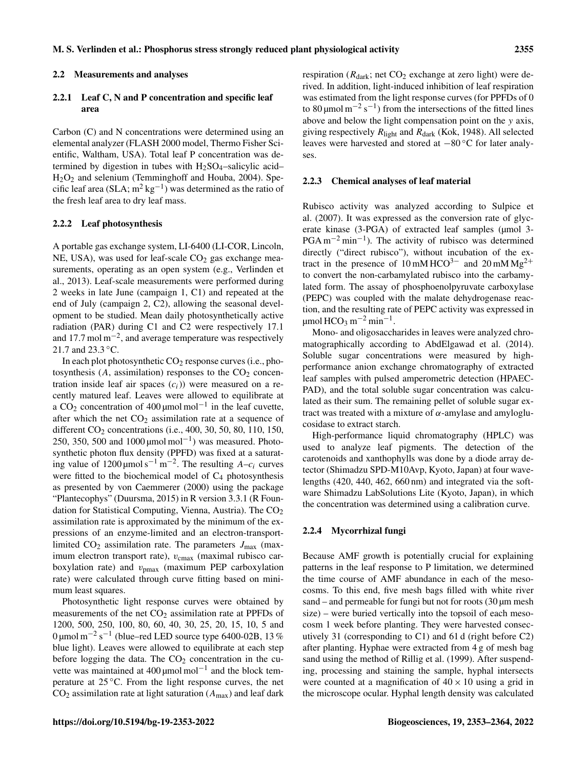### 2.2 Measurements and analyses

#### 2.2.1 Leaf C, N and P concentration and specific leaf area

Carbon (C) and N concentrations were determined using an elemental analyzer (FLASH 2000 model, Thermo Fisher Scientific, Waltham, USA). Total leaf P concentration was determined by digestion in tubes with $H_2SO_4$–salicylic acid–$H_2O_2$ and selenium (Temminghoff and Houba, 2004). Specific leaf area (SLA; $m^2\,kg^{-1}$) was determined as the ratio of the fresh leaf area to dry leaf mass.

#### 2.2.2 Leaf photosynthesis

A portable gas exchange system, LI-6400 (LI-COR, Lincoln, NE, USA), was used for leaf-scale $CO_2$ gas exchange measurements, operating as an open system (e.g., Verlinden et al., 2013). Leaf-scale measurements were performed during 2 weeks in late June (campaign 1, C1) and repeated at the end of July (campaign 2, C2), allowing the seasonal development to be studied. Mean daily photosynthetically active radiation (PAR) during C1 and C2 were respectively 17.1 and 17.7 $mol\,m^{-2}$, and average temperature was respectively 21.7 and 23.3 °C.

In each plot photosynthetic $CO_2$ response curves (i.e., photosynthesis ($A$, assimilation) responses to the $CO_2$ concentration inside leaf air spaces ($c_i$)) were measured on a recently matured leaf. Leaves were allowed to equilibrate at a $CO_2$ concentration of 400 $\mu mol\,mol^{-1}$ in the leaf cuvette, after which the net $CO_2$ assimilation rate at a sequence of different $CO_2$ concentrations (i.e., 400, 30, 50, 80, 110, 150, 250, 350, 500 and 1000 $\mu mol\,mol^{-1}$) was measured. Photosynthetic photon flux density (PPFD) was fixed at a saturating value of 1200 $\mu mol\,s^{-1}\,m^{-2}$. The resulting $A$–$c_i$ curves were fitted to the biochemical model of $C_4$ photosynthesis as presented by von Caemmerer (2000) using the package "Plantecophys" (Duursma, 2015) in R version 3.3.1 (R Foundation for Statistical Computing, Vienna, Austria). The $CO_2$ assimilation rate is approximated by the minimum of the expressions of an enzyme-limited and an electron-transport-limited $CO_2$ assimilation rate. The parameters $J_{max}$ (maximum electron transport rate), $v_{cmax}$ (maximal rubisco carboxylation rate) and $v_{pmax}$ (maximum PEP carboxylation rate) were calculated through curve fitting based on minimum least squares.

Photosynthetic light response curves were obtained by measurements of the net $CO_2$ assimilation rate at PPFDs of 1200, 500, 250, 100, 80, 60, 40, 30, 25, 20, 15, 10, 5 and 0 $\mu mol\,m^{-2}\,s^{-1}$ (blue–red LED source type 6400-02B, 13 % blue light). Leaves were allowed to equilibrate at each step before logging the data. The $CO_2$ concentration in the cuvette was maintained at 400 $\mu mol\,mol^{-1}$ and the block temperature at 25 °C. From the light response curves, the net $CO_2$ assimilation rate at light saturation ($A_{max}$) and leaf dark respiration ($R_{dark}$; net $CO_2$ exchange at zero light) were derived. In addition, light-induced inhibition of leaf respiration was estimated from the light response curves (for PPFDs of 0 to 80 $\mu mol\,m^{-2}\,s^{-1}$) from the intersections of the fitted lines above and below the light compensation point on the $y$ axis, giving respectively $R_{light}$ and $R_{dark}$ (Kok, 1948). All selected leaves were harvested and stored at −80 °C for later analyses.

#### 2.2.3 Chemical analyses of leaf material

Rubisco activity was analyzed according to Sulpice et al. (2007). It was expressed as the conversion rate of glycerate kinase (3-PGA) of extracted leaf samples (μmol 3-PGA $m^{-2}\,min^{-1}$). The activity of rubisco was determined directly ("direct rubisco"), without incubation of the extract in the presence of 10 mM $HCO^{3-}$ and 20 mM $Mg^{2+}$ to convert the non-carbamylated rubisco into the carbamylated form. The assay of phosphoenolpyruvate carboxylase (PEPC) was coupled with the malate dehydrogenase reaction, and the resulting rate of PEPC activity was expressed in $\mu mol\,HCO_3\,m^{-2}\,min^{-1}$.

Mono- and oligosaccharides in leaves were analyzed chromatographically according to AbdElgawad et al. (2014). Soluble sugar concentrations were measured by high-performance anion exchange chromatography of extracted leaf samples with pulsed amperometric detection (HPAEC-PAD), and the total soluble sugar concentration was calculated as their sum. The remaining pellet of soluble sugar extract was treated with a mixture of $\alpha$-amylase and amyloglucosidase to extract starch.

High-performance liquid chromatography (HPLC) was used to analyze leaf pigments. The detection of the carotenoids and xanthophylls was done by a diode array detector (Shimadzu SPD-M10Avp, Kyoto, Japan) at four wavelengths (420, 440, 462, 660 nm) and integrated via the software Shimadzu LabSolutions Lite (Kyoto, Japan), in which the concentration was determined using a calibration curve.

#### 2.2.4 Mycorrhizal fungi

Because AMF growth is potentially crucial for explaining patterns in the leaf response to P limitation, we determined the time course of AMF abundance in each of the mesocosms. To this end, five mesh bags filled with white river sand – and permeable for fungi but not for roots (30 μm mesh size) – were buried vertically into the topsoil of each mesocosm 1 week before planting. They were harvested consecutively 31 (corresponding to C1) and 61 d (right before C2) after planting. Hyphae were extracted from 4 g of mesh bag sand using the method of Rillig et al. (1999). After suspending, processing and staining the sample, hyphal intersects were counted at a magnification of $40 \times 10$ using a grid in the microscope ocular. Hyphal length density was calculated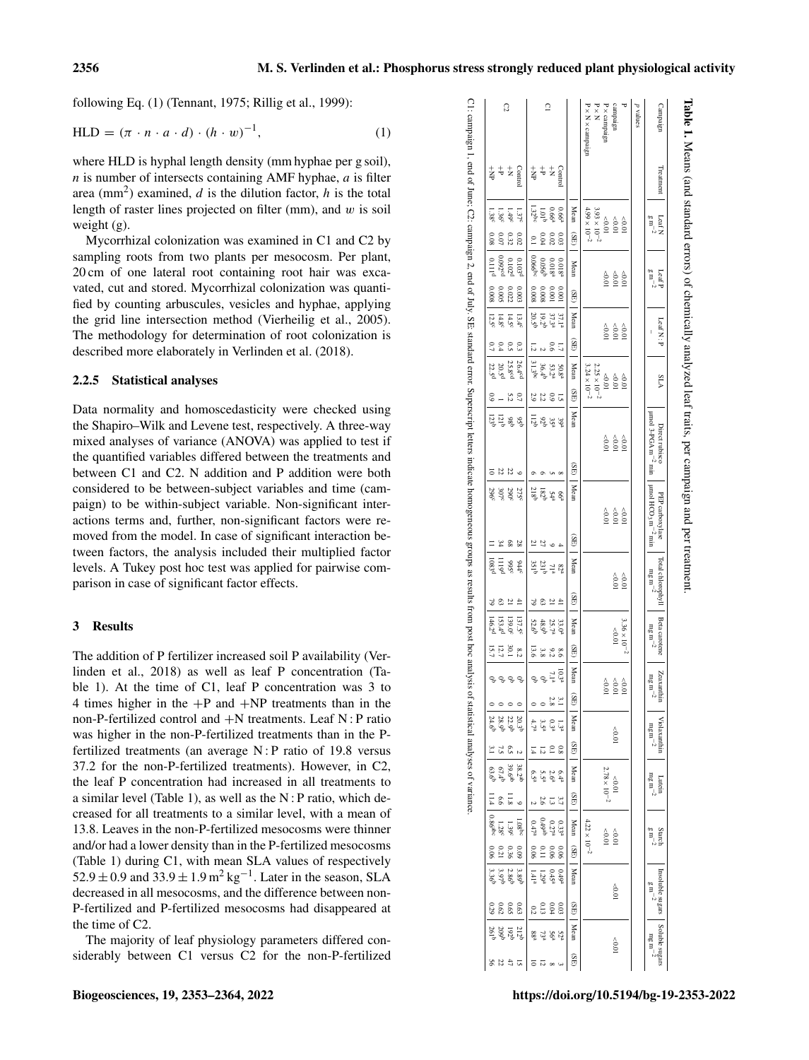following Eq. (1) (Tennant, 1975; Rillig et al., 1999):

$$\mathrm{HLD} = (\pi \cdot n \cdot a \cdot d) \cdot (h \cdot w)^{-1}, \tag{1}$$

where HLD is hyphal length density (mm hyphae per g soil), $n$ is number of intersects containing AMF hyphae, $a$ is filter area ($mm^2$) examined, $d$ is the dilution factor, $h$ is the total length of raster lines projected on filter (mm), and $w$ is soil weight (g).

Mycorrhizal colonization was examined in C1 and C2 by sampling roots from two plants per mesocosm. Per plant, 20 cm of one lateral root containing root hair was excavated, cut and stored. Mycorrhizal colonization was quantified by counting arbuscules, vesicles and hyphae, applying the grid line intersection method (Vierheilig et al., 2005). The methodology for determination of root colonization is described more elaborately in Verlinden et al. (2018).

### 2.2.5 Statistical analyses

Data normality and homoscedasticity were checked using the Shapiro–Wilk and Levene test, respectively. A three-way mixed analyses of variance (ANOVA) was applied to test if the quantified variables differed between the treatments and between C1 and C2. N addition and P addition were both considered to be between-subject variables and time (campaign) to be within-subject variable. Non-significant interactions terms and, further, non-significant factors were removed from the model. In case of significant interaction between factors, the analysis included their multiplied factor levels. A Tukey post hoc test was applied for pairwise comparison in case of significant factor effects.

## 3 Results

The addition of P fertilizer increased soil P availability (Verlinden et al., 2018) as well as leaf P concentration (Table 1). At the time of C1, leaf P concentration was 3 to 4 times higher in the +P and +NP treatments than in the non-P-fertilized control and +N treatments. Leaf N : P ratio was higher in the non-P-fertilized treatments than in the P-fertilized treatments (an average N : P ratio of 19.8 versus 37.2 for the non-P-fertilized treatments). However, in C2, the leaf P concentration had increased in all treatments to a similar level (Table 1), as well as the N : P ratio, which decreased for all treatments to a similar level, with a mean of 13.8. Leaves in the non-P-fertilized mesocosms were thinner and/or had a lower density than in the P-fertilized mesocosms (Table 1) during C1, with mean SLA values of respectively $52.9 \pm 0.9$ and $33.9 \pm 1.9\ m^2\ kg^{-1}$. Later in the season, SLA decreased in all mesocosms, and the difference between non-P-fertilized and P-fertilized mesocosms had disappeared at the time of C2.

The majority of leaf physiology parameters differed considerably between C1 versus C2 for the non-P-fertilized

**Table 1.** Means (and standard errors) of chemically analyzed leaf traits, per campaign and per treatment.

| Campaign | Treatment | Leaf N $g\ m^{-2}$ | | Leaf P $g\ m^{-2}$ | | Leaf N : P – | | SLA | | Direct rubisco $\mu mol$ 3-PGA $m^{-2}$ min | | PEP carboxylase $\mu mol\ HCO_3\ m^{-2}$ min | | Total chlorophyll $mg\ m^{-2}$ | | Beta carotene $mg\ m^{-2}$ | | Zeaxanthin $mg\ m^{-2}$ | | Violaxanthin $mg\ m^{-2}$ | | Lutein $mg\ m^{-2}$ | | Starch $g\ m^{-2}$ | | Insoluble sugars $g\ m^{-2}$ | | Soluble sugars $mg\ m^{-2}$ | |
|---|---|---|---|---|---|---|---|---|---|---|---|---|---|---|---|---|---|---|---|---|---|---|---|---|---|---|---|---|---|
| *p* values | | | | | | | | | | | | | | | | | | | | | | | | | | | | | |
| P | | <0.01 | | <0.01 | | <0.01 | | <0.01 | | <0.01 | | <0.01 | | <0.01 | | $3.36\times10^{-2}$ | | <0.01 | | | | <0.01 | | <0.01 | | | | | |
| campaign | | <0.01 | | <0.01 | | <0.01 | | <0.01 | | <0.01 | | <0.01 | | <0.01 | | <0.01 | | <0.01 | | <0.01 | | $2.78\times10^{-2}$ | | <0.01 | | <0.01 | | <0.01 | |
| P × campaign | | <0.01 | | <0.01 | | <0.01 | | <0.01 | | <0.01 | | <0.01 | | | | | | <0.01 | | | | | | $4.22\times10^{-2}$ | | | | | |
| P × N | | $3.93\times10^{-2}$ | | | | | | $2.25\times10^{-2}$ | | | | | | | | | | | | | | | | | | | | | |
| P × N × campaign | | $4.99\times10^{-2}$ | | | | | | $3.24\times10^{-2}$ | | | | | | | | | | | | | | | | | | | | | |
| | | Mean | (SE) | Mean | (SE) | Mean | (SE) | Mean | (SE) | Mean | (SE) | Mean | (SE) | Mean | (SE) | Mean | (SE) | Mean | (SE) | Mean | (SE) | Mean | (SE) | Mean | (SE) | Mean | (SE) | Mean | (SE) |
| C1 | Control | 0.66[a] | 0.03 | 0.018[a] | 0.001 | 37.1[a] | 1.7 | 50.8[a] | 1.5 | 39[a] | 8 | 66[a] | 4 | 82[a] | 41 | 33.0[a] | 8.6 | 10.3[a] | 3.1 | 1.3[a] | 0.8 | 6.4[a] | 3.7 | 0.33[a] | 0.06 | 0.49[a] | 0.03 | 52[a] | 3 |
| | +N | 0.66[a] | 0.02 | 0.018[a] | 0.001 | 37.3[a] | 0.6 | 53.2[a] | 0.9 | 35[a] | 5 | 54[a] | 9 | 71[a] | 21 | 25.7[a] | 9.2 | 7.1[a] | 2.8 | 0.3[a] | 0.1 | 2.6[a] | 1.3 | 0.27[a] | 0.06 | 0.45[a] | 0.04 | 56[a] | 8 |
| | +P | 1.01[b] | 0.04 | 0.056[b] | 0.008 | 19.2[b] | 2 | 36.4[b] | 2.2 | 92[b] | 6 | 182[b] | 27 | 231[b] | 63 | 48.9[b] | 3.8 | 0[b] | 0 | 3.5[a] | 1.2 | 5.5[a] | 2.6 | 0.49[ab] | 0.11 | 1.29[b] | 0.13 | 73[a] | 12 |
| | +NP | 1.32[bc] | 0.1 | 0.066[bc] | 0.008 | 20.5[b] | 1.2 | 31.3[bc] | 2.9 | 112[b] | 6 | 218[b] | 21 | 351[b] | 79 | 52.6[b] | 13.6 | 0[b] | 0 | 4.7[a] | 1.4 | 6.5[a] | 2 | 0.47[a] | 0.06 | 1.41[b] | 0.2 | 88[a] | 10 |
| C2 | Control | 1.37[c] | 0.02 | 0.103[d] | 0.003 | 13.4[c] | 0.3 | 26.4[cd] | 0.7 | 95[b] | 9 | 275[c] | 28 | 944[c] | 41 | 137.5[c] | 8.2 | 0[b] | 0 | 20.3[b] | 2 | 38.2[ab] | 9 | 1.08[bc] | 0.09 | 3.89[b] | 0.63 | 212[b] | 15 |
| | +N | 1.49[c] | 0.32 | 0.102[d] | 0.022 | 14.5[c] | 0.5 | 25.8[cd] | 5.2 | 98[b] | 22 | 290[c] | 68 | 995[c] | 21 | 139.0[c] | 30.1 | 0[b] | 0 | 22.9[b] | 6.5 | 39.6[ab] | 11.8 | 1.39[c] | 0.36 | 2.86[b] | 0.65 | 192[b] | 47 |
| | +P | 1.36[c] | 0.07 | 0.092[cd] | 0.005 | 14.8[c] | 0.4 | 20.3[d] | 1 | 121[b] | 22 | 307[c] | 34 | 1119[d] | 63 | 153.4[d] | 12.7 | 0[b] | 0 | 28.9[b] | 7.5 | 67.4[b] | 6.6 | 1.28[c] | 0.21 | 3.97[b] | 0.62 | 209[b] | 22 |
| | +NP | 1.38[c] | 0.08 | 0.111[d] | 0.008 | 12.5[c] | 0.7 | 22.5[d] | 0.9 | 123[b] | 10 | 296[c] | 11 | 1083[d] | 79 | 146.2[d] | 15.7 | 0[b] | 0 | 24.6[b] | 3.1 | 63.6[b] | 11.4 | 0.86[abc] | 0.06 | 3.36[b] | 0.29 | 261[b] | 56 |

C1: campaign 1, end of June; C2: campaign 2, end of July. SE: standard error. Superscript letters indicate homogeneous groups as results from post hoc analysis of statistical analyses of variance.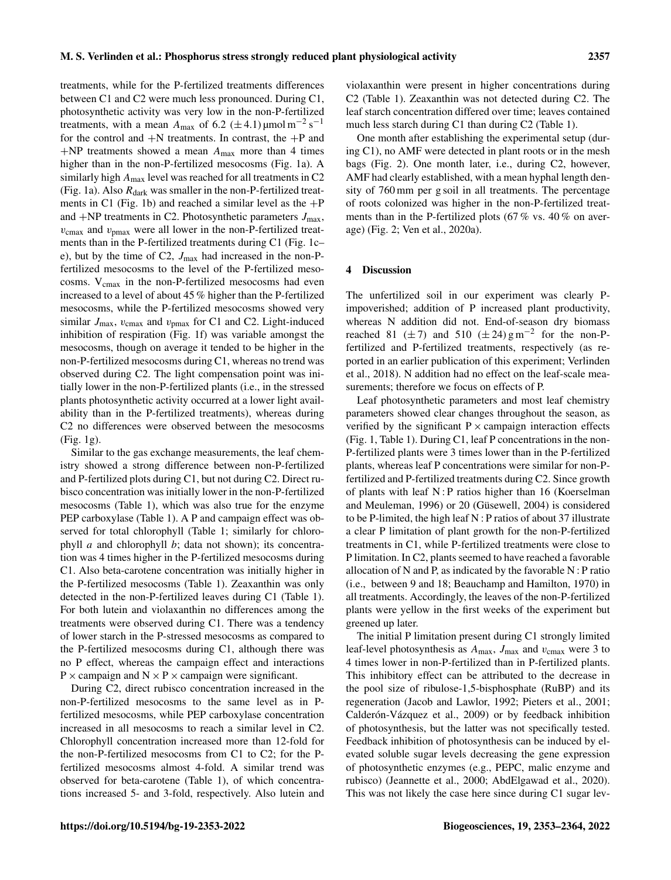treatments, while for the P-fertilized treatments differences between C1 and C2 were much less pronounced. During C1, photosynthetic activity was very low in the non-P-fertilized treatments, with a mean $A_{max}$ of 6.2 ($\pm$4.1) $\mu$mol $m^{-2}$ $s^{-1}$ for the control and +N treatments. In contrast, the +P and +NP treatments showed a mean $A_{max}$ more than 4 times higher than in the non-P-fertilized mesocosms (Fig. 1a). A similarly high $A_{max}$ level was reached for all treatments in C2 (Fig. 1a). Also $R_{dark}$ was smaller in the non-P-fertilized treatments in C1 (Fig. 1b) and reached a similar level as the +P and +NP treatments in C2. Photosynthetic parameters $J_{max}$, $v_{cmax}$ and $v_{pmax}$ were all lower in the non-P-fertilized treatments than in the P-fertilized treatments during C1 (Fig. 1c–e), but by the time of C2, $J_{max}$ had increased in the non-P-fertilized mesocosms to the level of the P-fertilized mesocosms. $V_{cmax}$ in the non-P-fertilized mesocosms had even increased to a level of about 45 % higher than the P-fertilized mesocosms, while the P-fertilized mesocosms showed very similar $J_{max}$, $v_{cmax}$ and $v_{pmax}$ for C1 and C2. Light-induced inhibition of respiration (Fig. 1f) was variable amongst the mesocosms, though on average it tended to be higher in the non-P-fertilized mesocosms during C1, whereas no trend was observed during C2. The light compensation point was initially lower in the non-P-fertilized plants (i.e., in the stressed plants photosynthetic activity occurred at a lower light availability than in the P-fertilized treatments), whereas during C2 no differences were observed between the mesocosms (Fig. 1g).

Similar to the gas exchange measurements, the leaf chemistry showed a strong difference between non-P-fertilized and P-fertilized plots during C1, but not during C2. Direct rubisco concentration was initially lower in the non-P-fertilized mesocosms (Table 1), which was also true for the enzyme PEP carboxylase (Table 1). A P and campaign effect was observed for total chlorophyll (Table 1; similarly for chlorophyll *a* and chlorophyll *b*; data not shown); its concentration was 4 times higher in the P-fertilized mesocosms during C1. Also beta-carotene concentration was initially higher in the P-fertilized mesocosms (Table 1). Zeaxanthin was only detected in the non-P-fertilized leaves during C1 (Table 1). For both lutein and violaxanthin no differences among the treatments were observed during C1. There was a tendency of lower starch in the P-stressed mesocosms as compared to the P-fertilized mesocosms during C1, although there was no P effect, whereas the campaign effect and interactions P $\times$ campaign and N $\times$ P $\times$ campaign were significant.

During C2, direct rubisco concentration increased in the non-P-fertilized mesocosms to the same level as in P-fertilized mesocosms, while PEP carboxylase concentration increased in all mesocosms to reach a similar level in C2. Chlorophyll concentration increased more than 12-fold for the non-P-fertilized mesocosms from C1 to C2; for the P-fertilized mesocosms almost 4-fold. A similar trend was observed for beta-carotene (Table 1), of which concentrations increased 5- and 3-fold, respectively. Also lutein and violaxanthin were present in higher concentrations during C2 (Table 1). Zeaxanthin was not detected during C2. The leaf starch concentration differed over time; leaves contained much less starch during C1 than during C2 (Table 1).

One month after establishing the experimental setup (during C1), no AMF were detected in plant roots or in the mesh bags (Fig. 2). One month later, i.e., during C2, however, AMF had clearly established, with a mean hyphal length density of 760 mm per g soil in all treatments. The percentage of roots colonized was higher in the non-P-fertilized treatments than in the P-fertilized plots (67 % vs. 40 % on average) (Fig. 2; Ven et al., 2020a).

## 4 Discussion

The unfertilized soil in our experiment was clearly P-impoverished; addition of P increased plant productivity, whereas N addition did not. End-of-season dry biomass reached 81 ($\pm$7) and 510 ($\pm$24) g $m^{-2}$ for the non-P-fertilized and P-fertilized treatments, respectively (as reported in an earlier publication of this experiment; Verlinden et al., 2018). N addition had no effect on the leaf-scale measurements; therefore we focus on effects of P.

Leaf photosynthetic parameters and most leaf chemistry parameters showed clear changes throughout the season, as verified by the significant P $\times$ campaign interaction effects (Fig. 1, Table 1). During C1, leaf P concentrations in the non-P-fertilized plants were 3 times lower than in the P-fertilized plants, whereas leaf P concentrations were similar for non-P-fertilized and P-fertilized treatments during C2. Since growth of plants with leaf N : P ratios higher than 16 (Koerselman and Meuleman, 1996) or 20 (Güsewell, 2004) is considered to be P-limited, the high leaf N : P ratios of about 37 illustrate a clear P limitation of plant growth for the non-P-fertilized treatments in C1, while P-fertilized treatments were close to P limitation. In C2, plants seemed to have reached a favorable allocation of N and P, as indicated by the favorable N : P ratio (i.e., between 9 and 18; Beauchamp and Hamilton, 1970) in all treatments. Accordingly, the leaves of the non-P-fertilized plants were yellow in the first weeks of the experiment but greened up later.

The initial P limitation present during C1 strongly limited leaf-level photosynthesis as $A_{max}$, $J_{max}$ and $v_{cmax}$ were 3 to 4 times lower in non-P-fertilized than in P-fertilized plants. This inhibitory effect can be attributed to the decrease in the pool size of ribulose-1,5-bisphosphate (RuBP) and its regeneration (Jacob and Lawlor, 1992; Pieters et al., 2001; Calderón-Vázquez et al., 2009) or by feedback inhibition of photosynthesis, but the latter was not specifically tested. Feedback inhibition of photosynthesis can be induced by elevated soluble sugar levels decreasing the gene expression of photosynthetic enzymes (e.g., PEPC, malic enzyme and rubisco) (Jeannette et al., 2000; AbdElgawad et al., 2020). This was not likely the case here since during C1 sugar lev-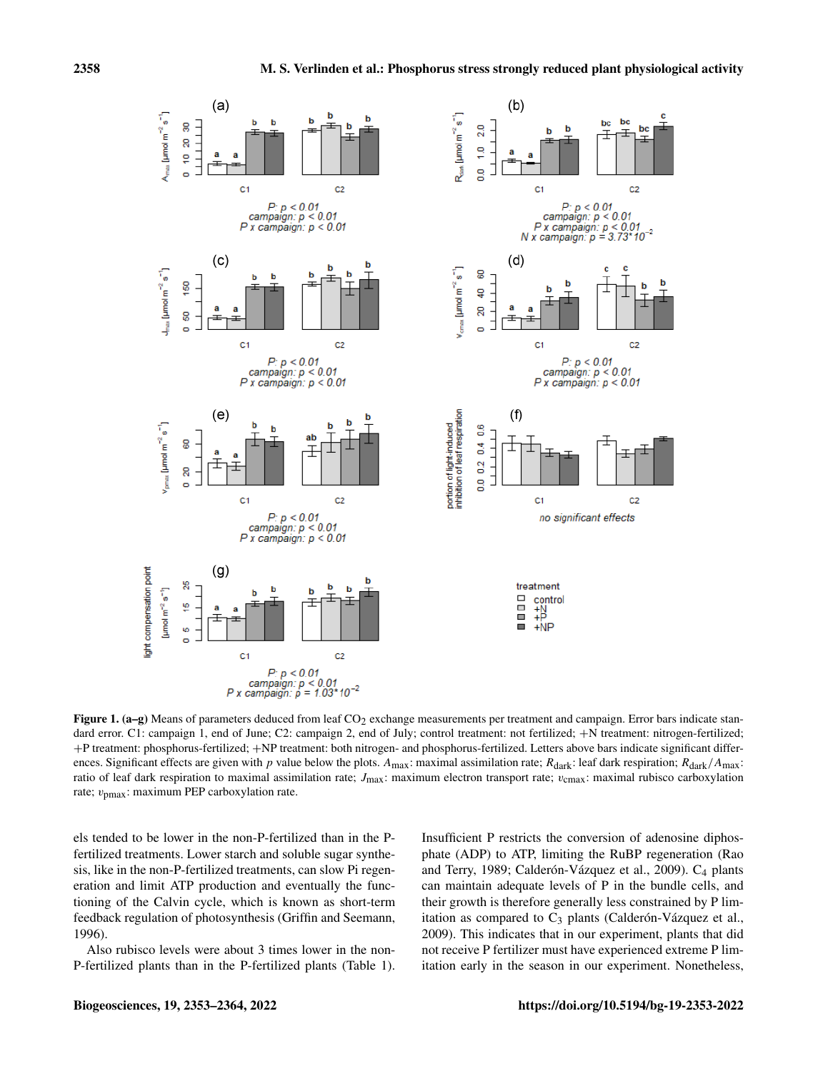**Figure 1.** **(a–g)** Means of parameters deduced from leaf $CO_2$ exchange measurements per treatment and campaign. Error bars indicate standard error. C1: campaign 1, end of June; C2: campaign 2, end of July; control treatment: not fertilized; +N treatment: nitrogen-fertilized; +P treatment: phosphorus-fertilized; +NP treatment: both nitrogen- and phosphorus-fertilized. Letters above bars indicate significant differences. Significant effects are given with $p$ value below the plots. $A_{max}$: maximal assimilation rate; $R_{dark}$: leaf dark respiration; $R_{dark}/A_{max}$: ratio of leaf dark respiration to maximal assimilation rate; $J_{max}$: maximum electron transport rate; $v_{cmax}$: maximal rubisco carboxylation rate; $v_{pmax}$: maximum PEP carboxylation rate.

els tended to be lower in the non-P-fertilized than in the P-fertilized treatments. Lower starch and soluble sugar synthesis, like in the non-P-fertilized treatments, can slow Pi regeneration and limit ATP production and eventually the functioning of the Calvin cycle, which is known as short-term feedback regulation of photosynthesis (Griffin and Seemann, 1996).

Also rubisco levels were about 3 times lower in the non-P-fertilized plants than in the P-fertilized plants (Table 1). Insufficient P restricts the conversion of adenosine diphosphate (ADP) to ATP, limiting the RuBP regeneration (Rao and Terry, 1989; Calderón-Vázquez et al., 2009). $C_4$ plants can maintain adequate levels of P in the bundle cells, and their growth is therefore generally less constrained by P limitation as compared to $C_3$ plants (Calderón-Vázquez et al., 2009). This indicates that in our experiment, plants that did not receive P fertilizer must have experienced extreme P limitation early in the season in our experiment. Nonetheless,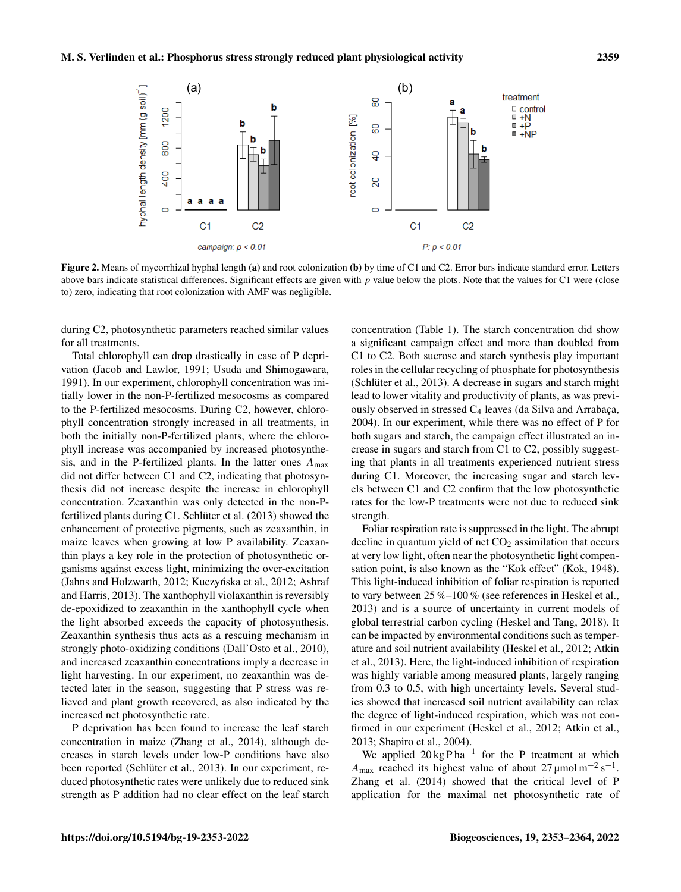**Figure 2.** Means of mycorrhizal hyphal length **(a)** and root colonization **(b)** by time of C1 and C2. Error bars indicate standard error. Letters above bars indicate statistical differences. Significant effects are given with $p$ value below the plots. Note that the values for C1 were (close to) zero, indicating that root colonization with AMF was negligible.

during C2, photosynthetic parameters reached similar values for all treatments.

Total chlorophyll can drop drastically in case of P deprivation (Jacob and Lawlor, 1991; Usuda and Shimogawara, 1991). In our experiment, chlorophyll concentration was initially lower in the non-P-fertilized mesocosms as compared to the P-fertilized mesocosms. During C2, however, chlorophyll concentration strongly increased in all treatments, in both the initially non-P-fertilized plants, where the chlorophyll increase was accompanied by increased photosynthesis, and in the P-fertilized plants. In the latter ones $A_{max}$ did not differ between C1 and C2, indicating that photosynthesis did not increase despite the increase in chlorophyll concentration. Zeaxanthin was only detected in the non-P-fertilized plants during C1. Schlüter et al. (2013) showed the enhancement of protective pigments, such as zeaxanthin, in maize leaves when growing at low P availability. Zeaxanthin plays a key role in the protection of photosynthetic organisms against excess light, minimizing the over-excitation (Jahns and Holzwarth, 2012; Kuczyńska et al., 2012; Ashraf and Harris, 2013). The xanthophyll violaxanthin is reversibly de-epoxidized to zeaxanthin in the xanthophyll cycle when the light absorbed exceeds the capacity of photosynthesis. Zeaxanthin synthesis thus acts as a rescuing mechanism in strongly photo-oxidizing conditions (Dall'Osto et al., 2010), and increased zeaxanthin concentrations imply a decrease in light harvesting. In our experiment, no zeaxanthin was detected later in the season, suggesting that P stress was relieved and plant growth recovered, as also indicated by the increased net photosynthetic rate.

P deprivation has been found to increase the leaf starch concentration in maize (Zhang et al., 2014), although decreases in starch levels under low-P conditions have also been reported (Schlüter et al., 2013). In our experiment, reduced photosynthetic rates were unlikely due to reduced sink strength as P addition had no clear effect on the leaf starch concentration (Table 1). The starch concentration did show a significant campaign effect and more than doubled from C1 to C2. Both sucrose and starch synthesis play important roles in the cellular recycling of phosphate for photosynthesis (Schlüter et al., 2013). A decrease in sugars and starch might lead to lower vitality and productivity of plants, as was previously observed in stressed $C_4$ leaves (da Silva and Arrabaça, 2004). In our experiment, while there was no effect of P for both sugars and starch, the campaign effect illustrated an increase in sugars and starch from C1 to C2, possibly suggesting that plants in all treatments experienced nutrient stress during C1. Moreover, the increasing sugar and starch levels between C1 and C2 confirm that the low photosynthetic rates for the low-P treatments were not due to reduced sink strength.

Foliar respiration rate is suppressed in the light. The abrupt decline in quantum yield of net $CO_2$ assimilation that occurs at very low light, often near the photosynthetic light compensation point, is also known as the "Kok effect" (Kok, 1948). This light-induced inhibition of foliar respiration is reported to vary between 25 %–100 % (see references in Heskel et al., 2013) and is a source of uncertainty in current models of global terrestrial carbon cycling (Heskel and Tang, 2018). It can be impacted by environmental conditions such as temperature and soil nutrient availability (Heskel et al., 2012; Atkin et al., 2013). Here, the light-induced inhibition of respiration was highly variable among measured plants, largely ranging from 0.3 to 0.5, with high uncertainty levels. Several studies showed that increased soil nutrient availability can relax the degree of light-induced respiration, which was not confirmed in our experiment (Heskel et al., 2012; Atkin et al., 2013; Shapiro et al., 2004).

We applied $20\,\mathrm{kg\,P\,ha^{-1}}$ for the P treatment at which $A_{max}$ reached its highest value of about $27\,\mathrm{\mu mol\,m^{-2}\,s^{-1}}$. Zhang et al. (2014) showed that the critical level of P application for the maximal net photosynthetic rate of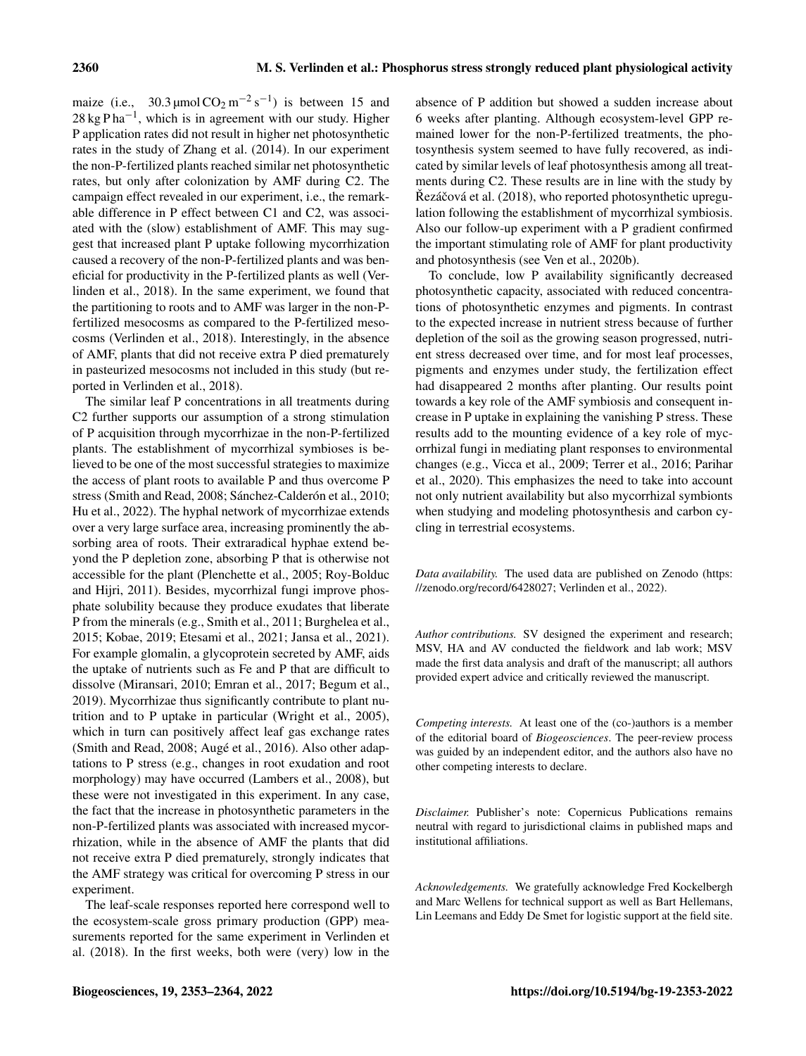maize (i.e., $30.3\,\mu mol\,CO_2\,m^{-2}\,s^{-1}$) is between 15 and $28\,kg\,P\,ha^{-1}$, which is in agreement with our study. Higher P application rates did not result in higher net photosynthetic rates in the study of Zhang et al. (2014). In our experiment the non-P-fertilized plants reached similar net photosynthetic rates, but only after colonization by AMF during C2. The campaign effect revealed in our experiment, i.e., the remarkable difference in P effect between C1 and C2, was associated with the (slow) establishment of AMF. This may suggest that increased plant P uptake following mycorrhization caused a recovery of the non-P-fertilized plants and was beneficial for productivity in the P-fertilized plants as well (Verlinden et al., 2018). In the same experiment, we found that the partitioning to roots and to AMF was larger in the non-P-fertilized mesocosms as compared to the P-fertilized mesocosms (Verlinden et al., 2018). Interestingly, in the absence of AMF, plants that did not receive extra P died prematurely in pasteurized mesocosms not included in this study (but reported in Verlinden et al., 2018).

The similar leaf P concentrations in all treatments during C2 further supports our assumption of a strong stimulation of P acquisition through mycorrhizae in the non-P-fertilized plants. The establishment of mycorrhizal symbioses is believed to be one of the most successful strategies to maximize the access of plant roots to available P and thus overcome P stress (Smith and Read, 2008; Sánchez-Calderón et al., 2010; Hu et al., 2022). The hyphal network of mycorrhizae extends over a very large surface area, increasing prominently the absorbing area of roots. Their extraradical hyphae extend beyond the P depletion zone, absorbing P that is otherwise not accessible for the plant (Plenchette et al., 2005; Roy-Bolduc and Hijri, 2011). Besides, mycorrhizal fungi improve phosphate solubility because they produce exudates that liberate P from the minerals (e.g., Smith et al., 2011; Burghelea et al., 2015; Kobae, 2019; Etesami et al., 2021; Jansa et al., 2021). For example glomalin, a glycoprotein secreted by AMF, aids the uptake of nutrients such as Fe and P that are difficult to dissolve (Miransari, 2010; Emran et al., 2017; Begum et al., 2019). Mycorrhizae thus significantly contribute to plant nutrition and to P uptake in particular (Wright et al., 2005), which in turn can positively affect leaf gas exchange rates (Smith and Read, 2008; Augé et al., 2016). Also other adaptations to P stress (e.g., changes in root exudation and root morphology) may have occurred (Lambers et al., 2008), but these were not investigated in this experiment. In any case, the fact that the increase in photosynthetic parameters in the non-P-fertilized plants was associated with increased mycorrhization, while in the absence of AMF the plants that did not receive extra P died prematurely, strongly indicates that the AMF strategy was critical for overcoming P stress in our experiment.

The leaf-scale responses reported here correspond well to the ecosystem-scale gross primary production (GPP) measurements reported for the same experiment in Verlinden et al. (2018). In the first weeks, both were (very) low in the absence of P addition but showed a sudden increase about 6 weeks after planting. Although ecosystem-level GPP remained lower for the non-P-fertilized treatments, the photosynthesis system seemed to have fully recovered, as indicated by similar levels of leaf photosynthesis among all treatments during C2. These results are in line with the study by Řezáčová et al. (2018), who reported photosynthetic upregulation following the establishment of mycorrhizal symbiosis. Also our follow-up experiment with a P gradient confirmed the important stimulating role of AMF for plant productivity and photosynthesis (see Ven et al., 2020b).

To conclude, low P availability significantly decreased photosynthetic capacity, associated with reduced concentrations of photosynthetic enzymes and pigments. In contrast to the expected increase in nutrient stress because of further depletion of the soil as the growing season progressed, nutrient stress decreased over time, and for most leaf processes, pigments and enzymes under study, the fertilization effect had disappeared 2 months after planting. Our results point towards a key role of the AMF symbiosis and consequent increase in P uptake in explaining the vanishing P stress. These results add to the mounting evidence of a key role of mycorrhizal fungi in mediating plant responses to environmental changes (e.g., Vicca et al., 2009; Terrer et al., 2016; Parihar et al., 2020). This emphasizes the need to take into account not only nutrient availability but also mycorrhizal symbionts when studying and modeling photosynthesis and carbon cycling in terrestrial ecosystems.

*Data availability.* The used data are published on Zenodo (https://zenodo.org/record/6428027; Verlinden et al., 2022).

*Author contributions.* SV designed the experiment and research; MSV, HA and AV conducted the fieldwork and lab work; MSV made the first data analysis and draft of the manuscript; all authors provided expert advice and critically reviewed the manuscript.

*Competing interests.* At least one of the (co-)authors is a member of the editorial board of *Biogeosciences*. The peer-review process was guided by an independent editor, and the authors also have no other competing interests to declare.

*Disclaimer.* Publisher's note: Copernicus Publications remains neutral with regard to jurisdictional claims in published maps and institutional affiliations.

*Acknowledgements.* We gratefully acknowledge Fred Kockelbergh and Marc Wellens for technical support as well as Bart Hellemans, Lin Leemans and Eddy De Smet for logistic support at the field site.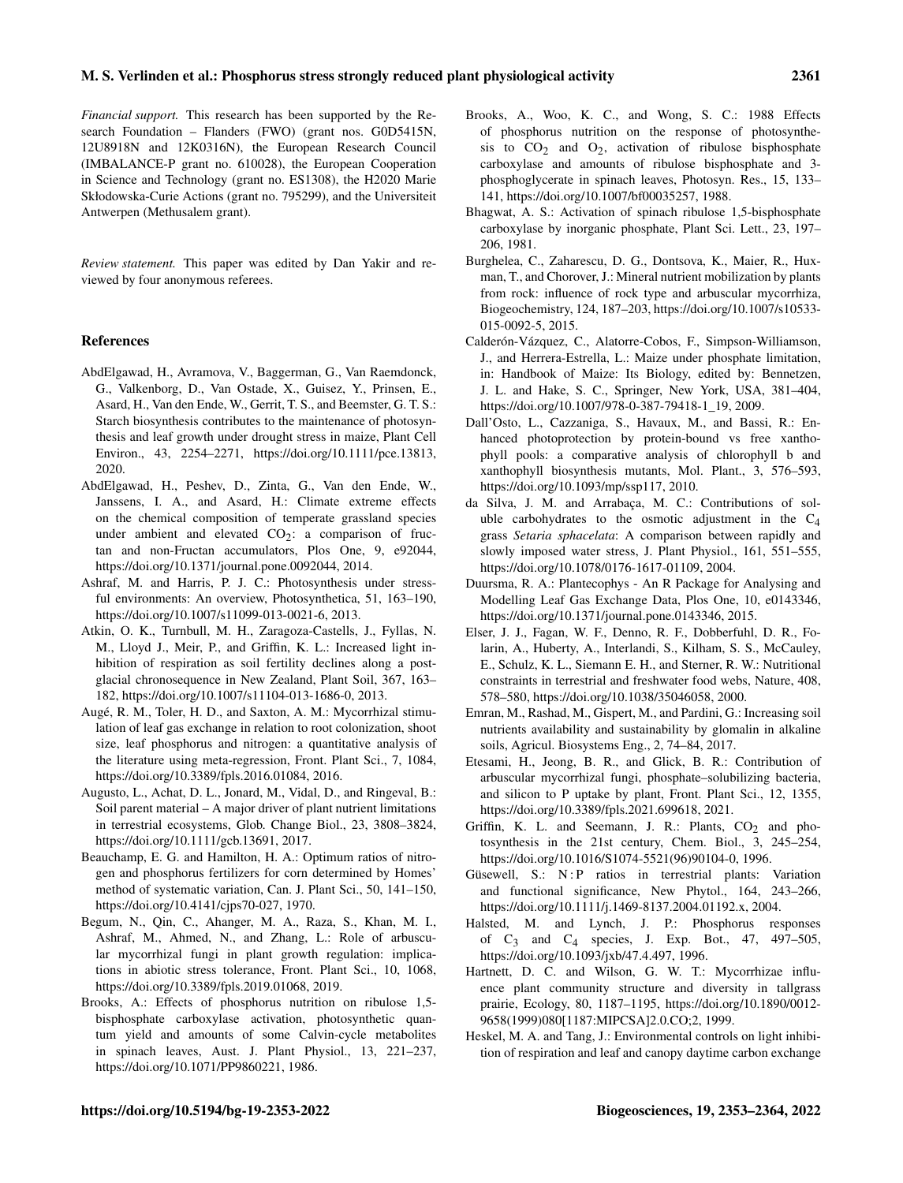*Financial support.* This research has been supported by the Research Foundation – Flanders (FWO) (grant nos. G0D5415N, 12U8918N and 12K0316N), the European Research Council (IMBALANCE-P grant no. 610028), the European Cooperation in Science and Technology (grant no. ES1308), the H2020 Marie Skłodowska-Curie Actions (grant no. 795299), and the Universiteit Antwerpen (Methusalem grant).

*Review statement.* This paper was edited by Dan Yakir and reviewed by four anonymous referees.

## References

AbdElgawad, H., Avramova, V., Baggerman, G., Van Raemdonck, G., Valkenborg, D., Van Ostade, X., Guisez, Y., Prinsen, E., Asard, H., Van den Ende, W., Gerrit, T. S., and Beemster, G. T. S.: Starch biosynthesis contributes to the maintenance of photosynthesis and leaf growth under drought stress in maize, Plant Cell Environ., 43, 2254–2271, https://doi.org/10.1111/pce.13813, 2020.

AbdElgawad, H., Peshev, D., Zinta, G., Van den Ende, W., Janssens, I. A., and Asard, H.: Climate extreme effects on the chemical composition of temperate grassland species under ambient and elevated $CO_2$: a comparison of fructan and non-Fructan accumulators, Plos One, 9, e92044, https://doi.org/10.1371/journal.pone.0092044, 2014.

Ashraf, M. and Harris, P. J. C.: Photosynthesis under stressful environments: An overview, Photosynthetica, 51, 163–190, https://doi.org/10.1007/s11099-013-0021-6, 2013.

Atkin, O. K., Turnbull, M. H., Zaragoza-Castells, J., Fyllas, N. M., Lloyd J., Meir, P., and Griffin, K. L.: Increased light inhibition of respiration as soil fertility declines along a post-glacial chronosequence in New Zealand, Plant Soil, 367, 163–182, https://doi.org/10.1007/s11104-013-1686-0, 2013.

Augé, R. M., Toler, H. D., and Saxton, A. M.: Mycorrhizal stimulation of leaf gas exchange in relation to root colonization, shoot size, leaf phosphorus and nitrogen: a quantitative analysis of the literature using meta-regression, Front. Plant Sci., 7, 1084, https://doi.org/10.3389/fpls.2016.01084, 2016.

Augusto, L., Achat, D. L., Jonard, M., Vidal, D., and Ringeval, B.: Soil parent material – A major driver of plant nutrient limitations in terrestrial ecosystems, Glob. Change Biol., 23, 3808–3824, https://doi.org/10.1111/gcb.13691, 2017.

Beauchamp, E. G. and Hamilton, H. A.: Optimum ratios of nitrogen and phosphorus fertilizers for corn determined by Homes' method of systematic variation, Can. J. Plant Sci., 50, 141–150, https://doi.org/10.4141/cjps70-027, 1970.

Begum, N., Qin, C., Ahanger, M. A., Raza, S., Khan, M. I., Ashraf, M., Ahmed, N., and Zhang, L.: Role of arbuscular mycorrhizal fungi in plant growth regulation: implications in abiotic stress tolerance, Front. Plant Sci., 10, 1068, https://doi.org/10.3389/fpls.2019.01068, 2019.

Brooks, A.: Effects of phosphorus nutrition on ribulose 1,5-bisphosphate carboxylase activation, photosynthetic quantum yield and amounts of some Calvin-cycle metabolites in spinach leaves, Aust. J. Plant Physiol., 13, 221–237, https://doi.org/10.1071/PP9860221, 1986.

Brooks, A., Woo, K. C., and Wong, S. C.: 1988 Effects of phosphorus nutrition on the response of photosynthesis to $CO_2$ and $O_2$, activation of ribulose bisphosphate carboxylase and amounts of ribulose bisphosphate and 3-phosphoglycerate in spinach leaves, Photosyn. Res., 15, 133–141, https://doi.org/10.1007/bf00035257, 1988.

Bhagwat, A. S.: Activation of spinach ribulose 1,5-bisphosphate carboxylase by inorganic phosphate, Plant Sci. Lett., 23, 197–206, 1981.

Burghelea, C., Zaharescu, D. G., Dontsova, K., Maier, R., Huxman, T., and Chorover, J.: Mineral nutrient mobilization by plants from rock: influence of rock type and arbuscular mycorrhiza, Biogeochemistry, 124, 187–203, https://doi.org/10.1007/s10533-015-0092-5, 2015.

Calderón-Vázquez, C., Alatorre-Cobos, F., Simpson-Williamson, J., and Herrera-Estrella, L.: Maize under phosphate limitation, in: Handbook of Maize: Its Biology, edited by: Bennetzen, J. L. and Hake, S. C., Springer, New York, USA, 381–404, https://doi.org/10.1007/978-0-387-79418-1_19, 2009.

Dall'Osto, L., Cazzaniga, S., Havaux, M., and Bassi, R.: Enhanced photoprotection by protein-bound vs free xanthophyll pools: a comparative analysis of chlorophyll b and xanthophyll biosynthesis mutants, Mol. Plant., 3, 576–593, https://doi.org/10.1093/mp/ssp117, 2010.

da Silva, J. M. and Arrabaça, M. C.: Contributions of soluble carbohydrates to the osmotic adjustment in the $C_4$ grass *Setaria sphacelata*: A comparison between rapidly and slowly imposed water stress, J. Plant Physiol., 161, 551–555, https://doi.org/10.1078/0176-1617-01109, 2004.

Duursma, R. A.: Plantecophys - An R Package for Analysing and Modelling Leaf Gas Exchange Data, Plos One, 10, e0143346, https://doi.org/10.1371/journal.pone.0143346, 2015.

Elser, J. J., Fagan, W. F., Denno, R. F., Dobberfuhl, D. R., Folarin, A., Huberty, A., Interlandi, S., Kilham, S. S., McCauley, E., Schulz, K. L., Siemann E. H., and Sterner, R. W.: Nutritional constraints in terrestrial and freshwater food webs, Nature, 408, 578–580, https://doi.org/10.1038/35046058, 2000.

Emran, M., Rashad, M., Gispert, M., and Pardini, G.: Increasing soil nutrients availability and sustainability by glomalin in alkaline soils, Agricul. Biosystems Eng., 2, 74–84, 2017.

Etesami, H., Jeong, B. R., and Glick, B. R.: Contribution of arbuscular mycorrhizal fungi, phosphate–solubilizing bacteria, and silicon to P uptake by plant, Front. Plant Sci., 12, 1355, https://doi.org/10.3389/fpls.2021.699618, 2021.

Griffin, K. L. and Seemann, J. R.: Plants, $CO_2$ and photosynthesis in the 21st century, Chem. Biol., 3, 245–254, https://doi.org/10.1016/S1074-5521(96)90104-0, 1996.

Güsewell, S.: N : P ratios in terrestrial plants: Variation and functional significance, New Phytol., 164, 243–266, https://doi.org/10.1111/j.1469-8137.2004.01192.x, 2004.

Halsted, M. and Lynch, J. P.: Phosphorus responses of $C_3$ and $C_4$ species, J. Exp. Bot., 47, 497–505, https://doi.org/10.1093/jxb/47.4.497, 1996.

Hartnett, D. C. and Wilson, G. W. T.: Mycorrhizae influence plant community structure and diversity in tallgrass prairie, Ecology, 80, 1187–1195, https://doi.org/10.1890/0012-9658(1999)080[1187:MIPCSA]2.0.CO;2, 1999.

Heskel, M. A. and Tang, J.: Environmental controls on light inhibition of respiration and leaf and canopy daytime carbon exchange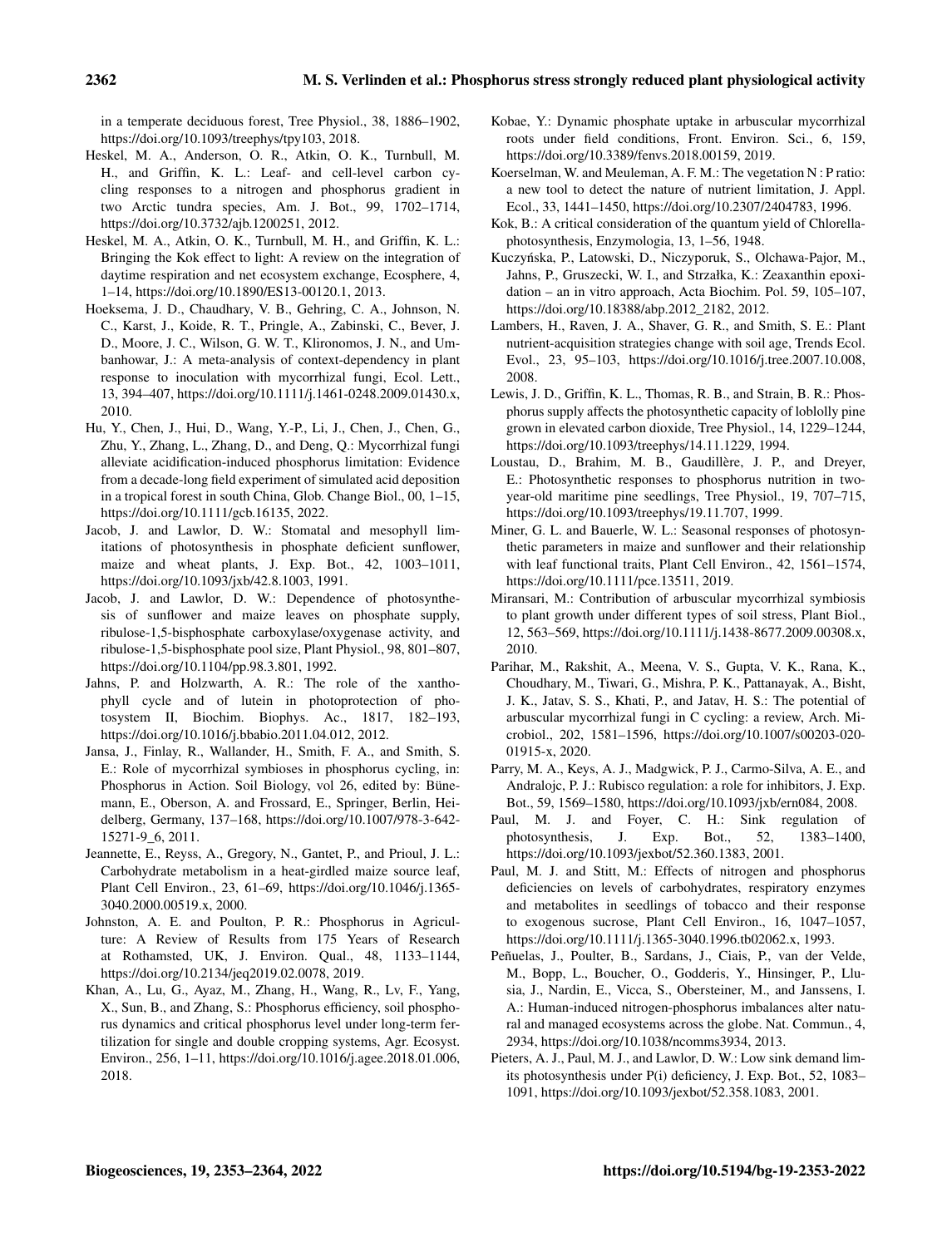in a temperate deciduous forest, Tree Physiol., 38, 1886–1902, https://doi.org/10.1093/treephys/tpy103, 2018.

Heskel, M. A., Anderson, O. R., Atkin, O. K., Turnbull, M. H., and Griffin, K. L.: Leaf- and cell-level carbon cycling responses to a nitrogen and phosphorus gradient in two Arctic tundra species, Am. J. Bot., 99, 1702–1714, https://doi.org/10.3732/ajb.1200251, 2012.

Heskel, M. A., Atkin, O. K., Turnbull, M. H., and Griffin, K. L.: Bringing the Kok effect to light: A review on the integration of daytime respiration and net ecosystem exchange, Ecosphere, 4, 1–14, https://doi.org/10.1890/ES13-00120.1, 2013.

Hoeksema, J. D., Chaudhary, V. B., Gehring, C. A., Johnson, N. C., Karst, J., Koide, R. T., Pringle, A., Zabinski, C., Bever, J. D., Moore, J. C., Wilson, G. W. T., Klironomos, J. N., and Umbanhowar, J.: A meta-analysis of context-dependency in plant response to inoculation with mycorrhizal fungi, Ecol. Lett., 13, 394–407, https://doi.org/10.1111/j.1461-0248.2009.01430.x, 2010.

Hu, Y., Chen, J., Hui, D., Wang, Y.-P., Li, J., Chen, J., Chen, G., Zhu, Y., Zhang, L., Zhang, D., and Deng, Q.: Mycorrhizal fungi alleviate acidification-induced phosphorus limitation: Evidence from a decade-long field experiment of simulated acid deposition in a tropical forest in south China, Glob. Change Biol., 00, 1–15, https://doi.org/10.1111/gcb.16135, 2022.

Jacob, J. and Lawlor, D. W.: Stomatal and mesophyll limitations of photosynthesis in phosphate deficient sunflower, maize and wheat plants, J. Exp. Bot., 42, 1003–1011, https://doi.org/10.1093/jxb/42.8.1003, 1991.

Jacob, J. and Lawlor, D. W.: Dependence of photosynthesis of sunflower and maize leaves on phosphate supply, ribulose-1,5-bisphosphate carboxylase/oxygenase activity, and ribulose-1,5-bisphosphate pool size, Plant Physiol., 98, 801–807, https://doi.org/10.1104/pp.98.3.801, 1992.

Jahns, P. and Holzwarth, A. R.: The role of the xanthophyll cycle and of lutein in photoprotection of photosystem II, Biochim. Biophys. Ac., 1817, 182–193, https://doi.org/10.1016/j.bbabio.2011.04.012, 2012.

Jansa, J., Finlay, R., Wallander, H., Smith, F. A., and Smith, S. E.: Role of mycorrhizal symbioses in phosphorus cycling, in: Phosphorus in Action. Soil Biology, vol 26, edited by: Bünemann, E., Oberson, A. and Frossard, E., Springer, Berlin, Heidelberg, Germany, 137–168, https://doi.org/10.1007/978-3-642-15271-9_6, 2011.

Jeannette, E., Reyss, A., Gregory, N., Gantet, P., and Prioul, J. L.: Carbohydrate metabolism in a heat-girdled maize source leaf, Plant Cell Environ., 23, 61–69, https://doi.org/10.1046/j.1365-3040.2000.00519.x, 2000.

Johnston, A. E. and Poulton, P. R.: Phosphorus in Agriculture: A Review of Results from 175 Years of Research at Rothamsted, UK, J. Environ. Qual., 48, 1133–1144, https://doi.org/10.2134/jeq2019.02.0078, 2019.

Khan, A., Lu, G., Ayaz, M., Zhang, H., Wang, R., Lv, F., Yang, X., Sun, B., and Zhang, S.: Phosphorus efficiency, soil phosphorus dynamics and critical phosphorus level under long-term fertilization for single and double cropping systems, Agr. Ecosyst. Environ., 256, 1–11, https://doi.org/10.1016/j.agee.2018.01.006, 2018.

Kobae, Y.: Dynamic phosphate uptake in arbuscular mycorrhizal roots under field conditions, Front. Environ. Sci., 6, 159, https://doi.org/10.3389/fenvs.2018.00159, 2019.

Koerselman, W. and Meuleman, A. F. M.: The vegetation N : P ratio: a new tool to detect the nature of nutrient limitation, J. Appl. Ecol., 33, 1441–1450, https://doi.org/10.2307/2404783, 1996.

Kok, B.: A critical consideration of the quantum yield of Chlorella-photosynthesis, Enzymologia, 13, 1–56, 1948.

Kuczyńska, P., Latowski, D., Niczyporuk, S., Olchawa-Pajor, M., Jahns, P., Gruszecki, W. I., and Strzałka, K.: Zeaxanthin epoxidation – an in vitro approach, Acta Biochim. Pol. 59, 105–107, https://doi.org/10.18388/abp.2012_2182, 2012.

Lambers, H., Raven, J. A., Shaver, G. R., and Smith, S. E.: Plant nutrient-acquisition strategies change with soil age, Trends Ecol. Evol., 23, 95–103, https://doi.org/10.1016/j.tree.2007.10.008, 2008.

Lewis, J. D., Griffin, K. L., Thomas, R. B., and Strain, B. R.: Phosphorus supply affects the photosynthetic capacity of loblolly pine grown in elevated carbon dioxide, Tree Physiol., 14, 1229–1244, https://doi.org/10.1093/treephys/14.11.1229, 1994.

Loustau, D., Brahim, M. B., Gaudillère, J. P., and Dreyer, E.: Photosynthetic responses to phosphorus nutrition in two-year-old maritime pine seedlings, Tree Physiol., 19, 707–715, https://doi.org/10.1093/treephys/19.11.707, 1999.

Miner, G. L. and Bauerle, W. L.: Seasonal responses of photosynthetic parameters in maize and sunflower and their relationship with leaf functional traits, Plant Cell Environ., 42, 1561–1574, https://doi.org/10.1111/pce.13511, 2019.

Miransari, M.: Contribution of arbuscular mycorrhizal symbiosis to plant growth under different types of soil stress, Plant Biol., 12, 563–569, https://doi.org/10.1111/j.1438-8677.2009.00308.x, 2010.

Parihar, M., Rakshit, A., Meena, V. S., Gupta, V. K., Rana, K., Choudhary, M., Tiwari, G., Mishra, P. K., Pattanayak, A., Bisht, J. K., Jatav, S. S., Khati, P., and Jatav, H. S.: The potential of arbuscular mycorrhizal fungi in C cycling: a review, Arch. Microbiol., 202, 1581–1596, https://doi.org/10.1007/s00203-020-01915-x, 2020.

Parry, M. A., Keys, A. J., Madgwick, P. J., Carmo-Silva, A. E., and Andralojc, P. J.: Rubisco regulation: a role for inhibitors, J. Exp. Bot., 59, 1569–1580, https://doi.org/10.1093/jxb/ern084, 2008.

Paul, M. J. and Foyer, C. H.: Sink regulation of photosynthesis, J. Exp. Bot., 52, 1383–1400, https://doi.org/10.1093/jexbot/52.360.1383, 2001.

Paul, M. J. and Stitt, M.: Effects of nitrogen and phosphorus deficiencies on levels of carbohydrates, respiratory enzymes and metabolites in seedlings of tobacco and their response to exogenous sucrose, Plant Cell Environ., 16, 1047–1057, https://doi.org/10.1111/j.1365-3040.1996.tb02062.x, 1993.

Peñuelas, J., Poulter, B., Sardans, J., Ciais, P., van der Velde, M., Bopp, L., Boucher, O., Godderis, Y., Hinsinger, P., Llusia, J., Nardin, E., Vicca, S., Obersteiner, M., and Janssens, I. A.: Human-induced nitrogen-phosphorus imbalances alter natural and managed ecosystems across the globe. Nat. Commun., 4, 2934, https://doi.org/10.1038/ncomms3934, 2013.

Pieters, A. J., Paul, M. J., and Lawlor, D. W.: Low sink demand limits photosynthesis under P(i) deficiency, J. Exp. Bot., 52, 1083–1091, https://doi.org/10.1093/jexbot/52.358.1083, 2001.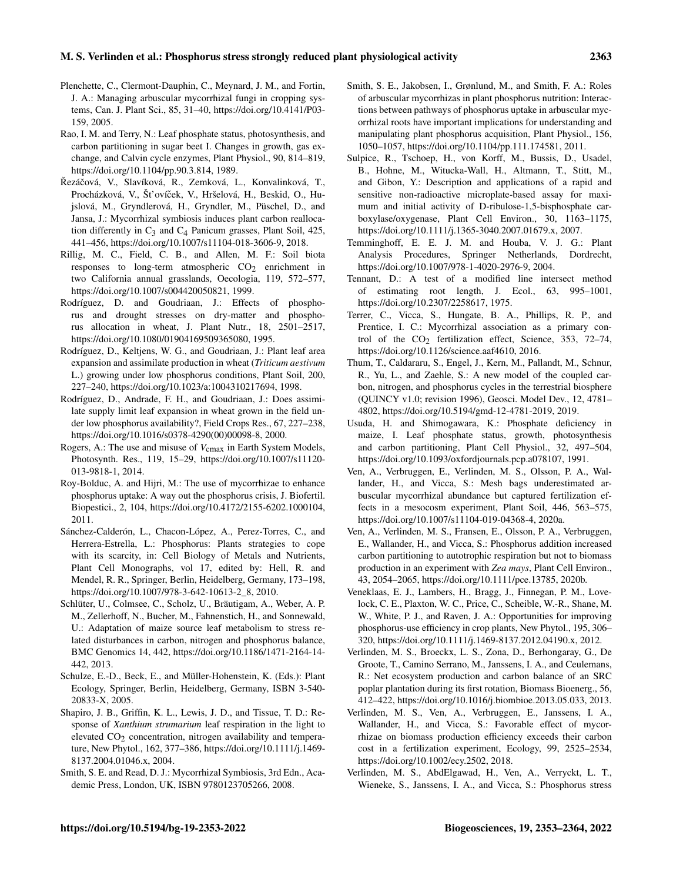Plenchette, C., Clermont-Dauphin, C., Meynard, J. M., and Fortin, J. A.: Managing arbuscular mycorrhizal fungi in cropping systems, Can. J. Plant Sci., 85, 31–40, https://doi.org/10.4141/P03-159, 2005.

Rao, I. M. and Terry, N.: Leaf phosphate status, photosynthesis, and carbon partitioning in sugar beet I. Changes in growth, gas exchange, and Calvin cycle enzymes, Plant Physiol., 90, 814–819, https://doi.org/10.1104/pp.90.3.814, 1989.

Řezáčová, V., Slavíková, R., Zemková, L., Konvalinková, T., Procházková, V., Šťovíček, V., Hršelová, H., Beskid, O., Hujslová, M., Gryndlerová, H., Gryndler, M., Püschel, D., and Jansa, J.: Mycorrhizal symbiosis induces plant carbon reallocation differently in $C_3$ and $C_4$ Panicum grasses, Plant Soil, 425, 441–456, https://doi.org/10.1007/s11104-018-3606-9, 2018.

Rillig, M. C., Field, C. B., and Allen, M. F.: Soil biota responses to long-term atmospheric $CO_2$ enrichment in two California annual grasslands, Oecologia, 119, 572–577, https://doi.org/10.1007/s004420050821, 1999.

Rodríguez, D. and Goudriaan, J.: Effects of phosphorus and drought stresses on dry-matter and phosphorus allocation in wheat, J. Plant Nutr., 18, 2501–2517, https://doi.org/10.1080/01904169509365080, 1995.

Rodríguez, D., Keltjens, W. G., and Goudriaan, J.: Plant leaf area expansion and assimilate production in wheat (*Triticum aestivum* L.) growing under low phosphorus conditions, Plant Soil, 200, 227–240, https://doi.org/10.1023/a:1004310217694, 1998.

Rodríguez, D., Andrade, F. H., and Goudriaan, J.: Does assimilate supply limit leaf expansion in wheat grown in the field under low phosphorus availability?, Field Crops Res., 67, 227–238, https://doi.org/10.1016/s0378-4290(00)00098-8, 2000.

Rogers, A.: The use and misuse of $V_{cmax}$ in Earth System Models, Photosynth. Res., 119, 15–29, https://doi.org/10.1007/s11120-013-9818-1, 2014.

Roy-Bolduc, A. and Hijri, M.: The use of mycorrhizae to enhance phosphorus uptake: A way out the phosphorus crisis, J. Biofertil. Biopestici., 2, 104, https://doi.org/10.4172/2155-6202.1000104, 2011.

Sánchez-Calderón, L., Chacon-López, A., Perez-Torres, C., and Herrera-Estrella, L.: Phosphorus: Plants strategies to cope with its scarcity, in: Cell Biology of Metals and Nutrients, Plant Cell Monographs, vol 17, edited by: Hell, R. and Mendel, R. R., Springer, Berlin, Heidelberg, Germany, 173–198, https://doi.org/10.1007/978-3-642-10613-2_8, 2010.

Schlüter, U., Colmsee, C., Scholz, U., Bräutigam, A., Weber, A. P. M., Zellerhoff, N., Bucher, M., Fahnenstich, H., and Sonnewald, U.: Adaptation of maize source leaf metabolism to stress related disturbances in carbon, nitrogen and phosphorus balance, BMC Genomics 14, 442, https://doi.org/10.1186/1471-2164-14-442, 2013.

Schulze, E.-D., Beck, E., and Müller-Hohenstein, K. (Eds.): Plant Ecology, Springer, Berlin, Heidelberg, Germany, ISBN 3-540-20833-X, 2005.

Shapiro, J. B., Griffin, K. L., Lewis, J. D., and Tissue, T. D.: Response of *Xanthium strumarium* leaf respiration in the light to elevated $CO_2$ concentration, nitrogen availability and temperature, New Phytol., 162, 377–386, https://doi.org/10.1111/j.1469-8137.2004.01046.x, 2004.

Smith, S. E. and Read, D. J.: Mycorrhizal Symbiosis, 3rd Edn., Academic Press, London, UK, ISBN 9780123705266, 2008.

Smith, S. E., Jakobsen, I., Grønlund, M., and Smith, F. A.: Roles of arbuscular mycorrhizas in plant phosphorus nutrition: Interactions between pathways of phosphorus uptake in arbuscular mycorrhizal roots have important implications for understanding and manipulating plant phosphorus acquisition, Plant Physiol., 156, 1050–1057, https://doi.org/10.1104/pp.111.174581, 2011.

Sulpice, R., Tschoep, H., von Korff, M., Bussis, D., Usadel, B., Hohne, M., Witucka-Wall, H., Altmann, T., Stitt, M., and Gibon, Y.: Description and applications of a rapid and sensitive non-radioactive microplate-based assay for maximum and initial activity of D-ribulose-1,5-bisphosphate carboxylase/oxygenase, Plant Cell Environ., 30, 1163–1175, https://doi.org/10.1111/j.1365-3040.2007.01679.x, 2007.

Temminghoff, E. E. J. M. and Houba, V. J. G.: Plant Analysis Procedures, Springer Netherlands, Dordrecht, https://doi.org/10.1007/978-1-4020-2976-9, 2004.

Tennant, D.: A test of a modified line intersect method of estimating root length, J. Ecol., 63, 995–1001, https://doi.org/10.2307/2258617, 1975.

Terrer, C., Vicca, S., Hungate, B. A., Phillips, R. P., and Prentice, I. C.: Mycorrhizal association as a primary control of the $CO_2$ fertilization effect, Science, 353, 72–74, https://doi.org/10.1126/science.aaf4610, 2016.

Thum, T., Caldararu, S., Engel, J., Kern, M., Pallandt, M., Schnur, R., Yu, L., and Zaehle, S.: A new model of the coupled carbon, nitrogen, and phosphorus cycles in the terrestrial biosphere (QUINCY v1.0; revision 1996), Geosci. Model Dev., 12, 4781–4802, https://doi.org/10.5194/gmd-12-4781-2019, 2019.

Usuda, H. and Shimogawara, K.: Phosphate deficiency in maize, I. Leaf phosphate status, growth, photosynthesis and carbon partitioning, Plant Cell Physiol., 32, 497–504, https://doi.org/10.1093/oxfordjournals.pcp.a078107, 1991.

Ven, A., Verbruggen, E., Verlinden, M. S., Olsson, P. A., Wallander, H., and Vicca, S.: Mesh bags underestimated arbuscular mycorrhizal abundance but captured fertilization effects in a mesocosm experiment, Plant Soil, 446, 563–575, https://doi.org/10.1007/s11104-019-04368-4, 2020a.

Ven, A., Verlinden, M. S., Fransen, E., Olsson, P. A., Verbruggen, E., Wallander, H., and Vicca, S.: Phosphorus addition increased carbon partitioning to autotrophic respiration but not to biomass production in an experiment with *Zea mays*, Plant Cell Environ., 43, 2054–2065, https://doi.org/10.1111/pce.13785, 2020b.

Veneklaas, E. J., Lambers, H., Bragg, J., Finnegan, P. M., Lovelock, C. E., Plaxton, W. C., Price, C., Scheible, W.-R., Shane, M. W., White, P. J., and Raven, J. A.: Opportunities for improving phosphorus-use efficiency in crop plants, New Phytol., 195, 306–320, https://doi.org/10.1111/j.1469-8137.2012.04190.x, 2012.

Verlinden, M. S., Broeckx, L. S., Zona, D., Berhongaray, G., De Groote, T., Camino Serrano, M., Janssens, I. A., and Ceulemans, R.: Net ecosystem production and carbon balance of an SRC poplar plantation during its first rotation, Biomass Bioenerg., 56, 412–422, https://doi.org/10.1016/j.biombioe.2013.05.033, 2013.

Verlinden, M. S., Ven, A., Verbruggen, E., Janssens, I. A., Wallander, H., and Vicca, S.: Favorable effect of mycorrhizae on biomass production efficiency exceeds their carbon cost in a fertilization experiment, Ecology, 99, 2525–2534, https://doi.org/10.1002/ecy.2502, 2018.

Verlinden, M. S., AbdElgawad, H., Ven, A., Verryckt, L. T., Wieneke, S., Janssens, I. A., and Vicca, S.: Phosphorus stress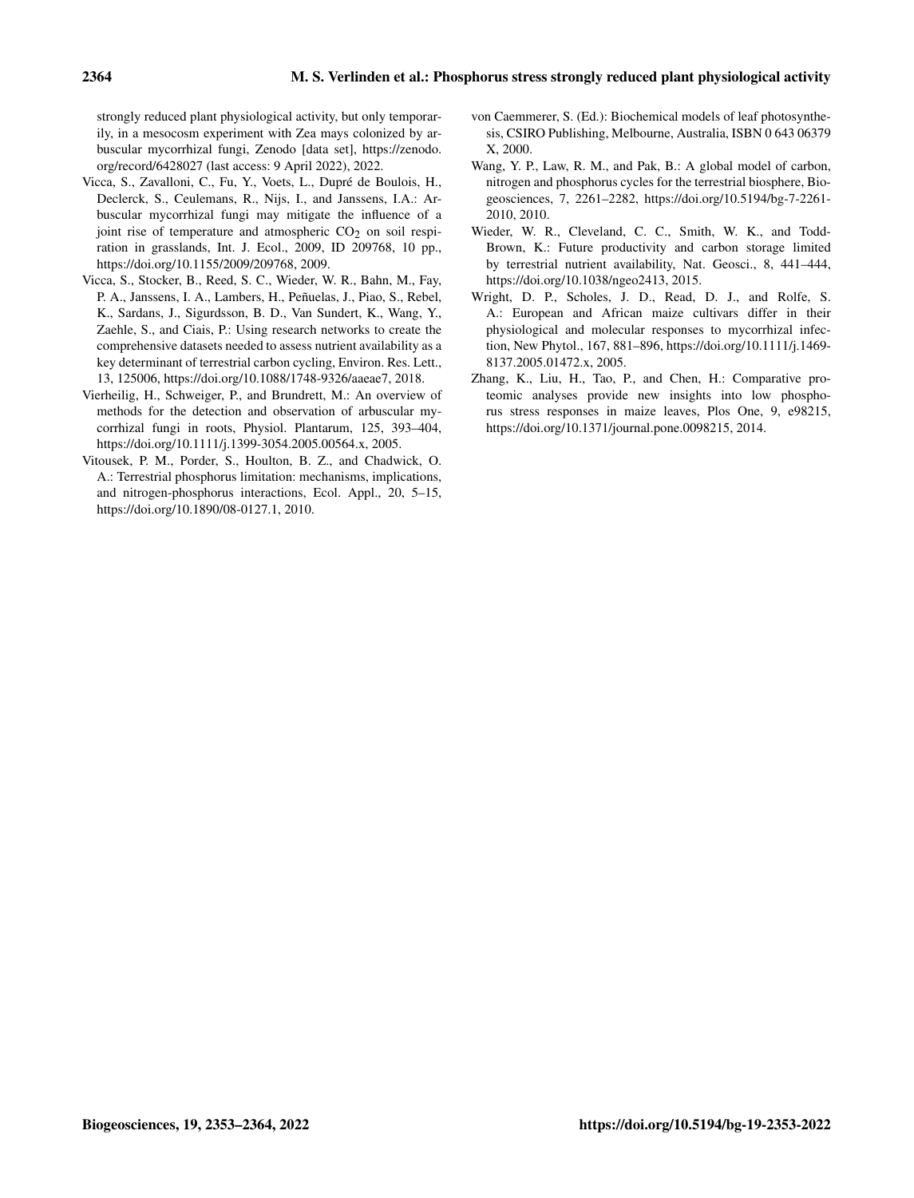strongly reduced plant physiological activity, but only temporarily, in a mesocosm experiment with Zea mays colonized by arbuscular mycorrhizal fungi, Zenodo [data set], https://zenodo.org/record/6428027 (last access: 9 April 2022), 2022.

Vicca, S., Zavalloni, C., Fu, Y., Voets, L., Dupré de Boulois, H., Declerck, S., Ceulemans, R., Nijs, I., and Janssens, I.A.: Arbuscular mycorrhizal fungi may mitigate the influence of a joint rise of temperature and atmospheric $CO_2$ on soil respiration in grasslands, Int. J. Ecol., 2009, ID 209768, 10 pp., https://doi.org/10.1155/2009/209768, 2009.

Vicca, S., Stocker, B., Reed, S. C., Wieder, W. R., Bahn, M., Fay, P. A., Janssens, I. A., Lambers, H., Peñuelas, J., Piao, S., Rebel, K., Sardans, J., Sigurdsson, B. D., Van Sundert, K., Wang, Y., Zaehle, S., and Ciais, P.: Using research networks to create the comprehensive datasets needed to assess nutrient availability as a key determinant of terrestrial carbon cycling, Environ. Res. Lett., 13, 125006, https://doi.org/10.1088/1748-9326/aaeae7, 2018.

Vierheilig, H., Schweiger, P., and Brundrett, M.: An overview of methods for the detection and observation of arbuscular mycorrhizal fungi in roots, Physiol. Plantarum, 125, 393–404, https://doi.org/10.1111/j.1399-3054.2005.00564.x, 2005.

Vitousek, P. M., Porder, S., Houlton, B. Z., and Chadwick, O. A.: Terrestrial phosphorus limitation: mechanisms, implications, and nitrogen-phosphorus interactions, Ecol. Appl., 20, 5–15, https://doi.org/10.1890/08-0127.1, 2010.

von Caemmerer, S. (Ed.): Biochemical models of leaf photosynthesis, CSIRO Publishing, Melbourne, Australia, ISBN 0 643 06379 X, 2000.

Wang, Y. P., Law, R. M., and Pak, B.: A global model of carbon, nitrogen and phosphorus cycles for the terrestrial biosphere, Biogeosciences, 7, 2261–2282, https://doi.org/10.5194/bg-7-2261-2010, 2010.

Wieder, W. R., Cleveland, C. C., Smith, W. K., and Todd-Brown, K.: Future productivity and carbon storage limited by terrestrial nutrient availability, Nat. Geosci., 8, 441–444, https://doi.org/10.1038/ngeo2413, 2015.

Wright, D. P., Scholes, J. D., Read, D. J., and Rolfe, S. A.: European and African maize cultivars differ in their physiological and molecular responses to mycorrhizal infection, New Phytol., 167, 881–896, https://doi.org/10.1111/j.1469-8137.2005.01472.x, 2005.

Zhang, K., Liu, H., Tao, P., and Chen, H.: Comparative proteomic analyses provide new insights into low phosphorus stress responses in maize leaves, Plos One, 9, e98215, https://doi.org/10.1371/journal.pone.0098215, 2014.